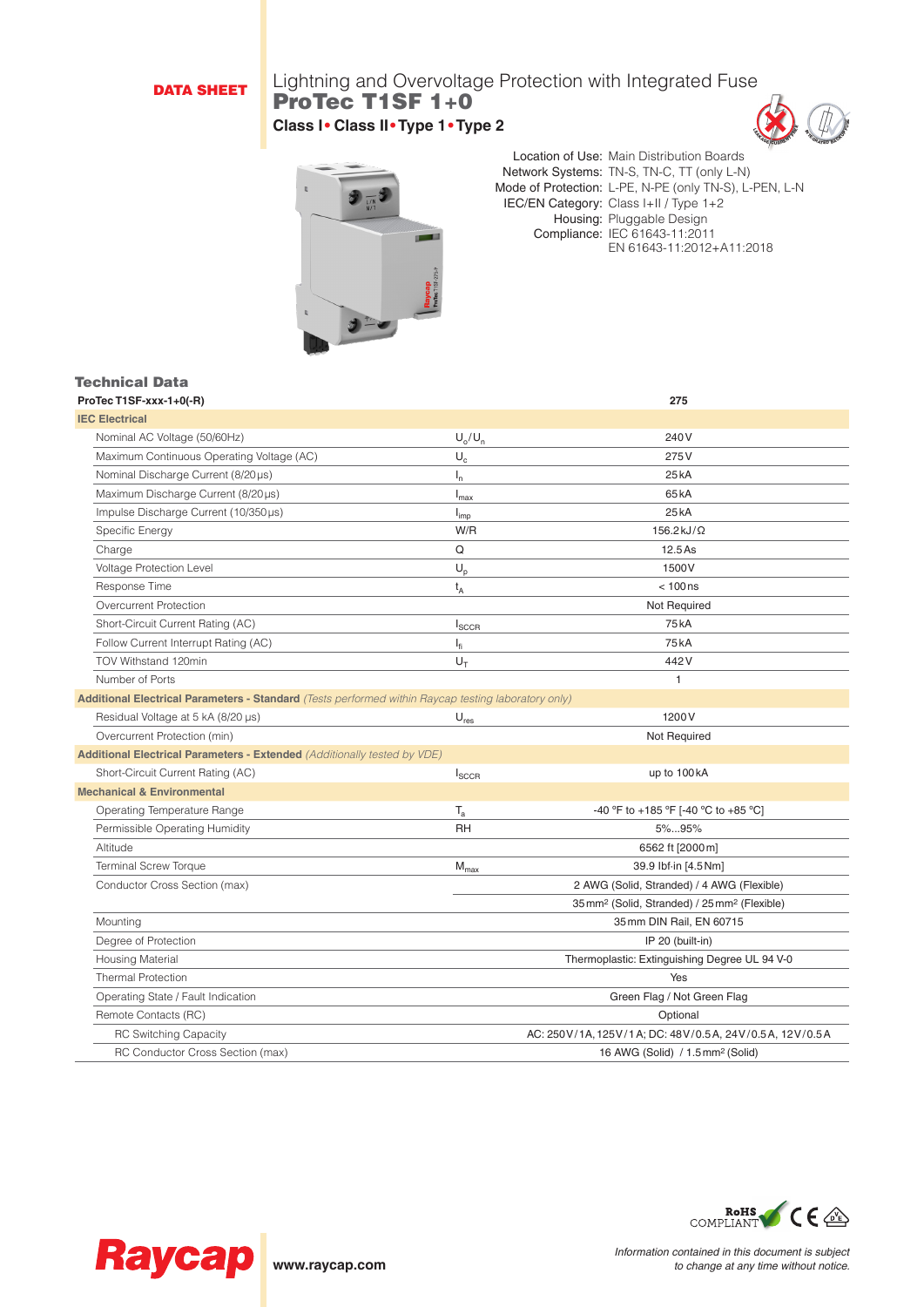DATA SHEET

# Lightning and Overvoltage Protection with Integrated Fuse

## ProTec T1SF 1+0

**Class I • Class II • Type 1 • Type 2**

Location of Use: Main Distribution Boards
Network Systems: TN-S, TN-C, TT (only L-N)
Mode of Protection: L-PE, N-PE (only TN-S), L-PEN, L-N
IEC/EN Category: Class I+II / Type 1+2
Housing: Pluggable Design
Compliance: IEC 61643-11:2011
EN 61643-11:2012+A11:2018

## Technical Data

| ProTec T1SF-xxx-1+0(-R) | | 275 |
|---|---|---|
| **IEC Electrical** | | |
| Nominal AC Voltage (50/60Hz) | $U_o/U_n$ | 240 V |
| Maximum Continuous Operating Voltage (AC) | $U_c$ | 275 V |
| Nominal Discharge Current (8/20 µs) | $I_n$ | 25 kA |
| Maximum Discharge Current (8/20 µs) | $I_{max}$ | 65 kA |
| Impulse Discharge Current (10/350 µs) | $I_{imp}$ | 25 kA |
| Specific Energy | W/R | 156.2 kJ/Ω |
| Charge | Q | 12.5 As |
| Voltage Protection Level | $U_p$ | 1500 V |
| Response Time | $t_A$ | < 100 ns |
| Overcurrent Protection | | Not Required |
| Short-Circuit Current Rating (AC) | $I_{SCCR}$ | 75 kA |
| Follow Current Interrupt Rating (AC) | $I_{fi}$ | 75 kA |
| TOV Withstand 120min | $U_T$ | 442 V |
| Number of Ports | | 1 |
| **Additional Electrical Parameters - Standard** *(Tests performed within Raycap testing laboratory only)* | | |
| Residual Voltage at 5 kA (8/20 µs) | $U_{res}$ | 1200 V |
| Overcurrent Protection (min) | | Not Required |
| **Additional Electrical Parameters - Extended** *(Additionally tested by VDE)* | | |
| Short-Circuit Current Rating (AC) | $I_{SCCR}$ | up to 100 kA |
| **Mechanical & Environmental** | | |
| Operating Temperature Range | $T_a$ | -40 °F to +185 °F [-40 °C to +85 °C] |
| Permissible Operating Humidity | RH | 5%...95% |
| Altitude | | 6562 ft [2000 m] |
| Terminal Screw Torque | $M_{max}$ | 39.9 lbf·in [4.5 Nm] |
| Conductor Cross Section (max) | | 2 AWG (Solid, Stranded) / 4 AWG (Flexible) |
| | | 35 mm² (Solid, Stranded) / 25 mm² (Flexible) |
| Mounting | | 35 mm DIN Rail, EN 60715 |
| Degree of Protection | | IP 20 (built-in) |
| Housing Material | | Thermoplastic: Extinguishing Degree UL 94 V-0 |
| Thermal Protection | | Yes |
| Operating State / Fault Indication | | Green Flag / Not Green Flag |
| Remote Contacts (RC) | | Optional |
| RC Switching Capacity | | AC: 250 V/1 A, 125 V/1 A; DC: 48 V/0.5 A, 24 V/0.5 A, 12 V/0.5 A |
| RC Conductor Cross Section (max) | | 16 AWG (Solid) / 1.5 mm² (Solid) |

RoHS COMPLIANT

Raycap www.raycap.com

*Information contained in this document is subject to change at any time without notice.*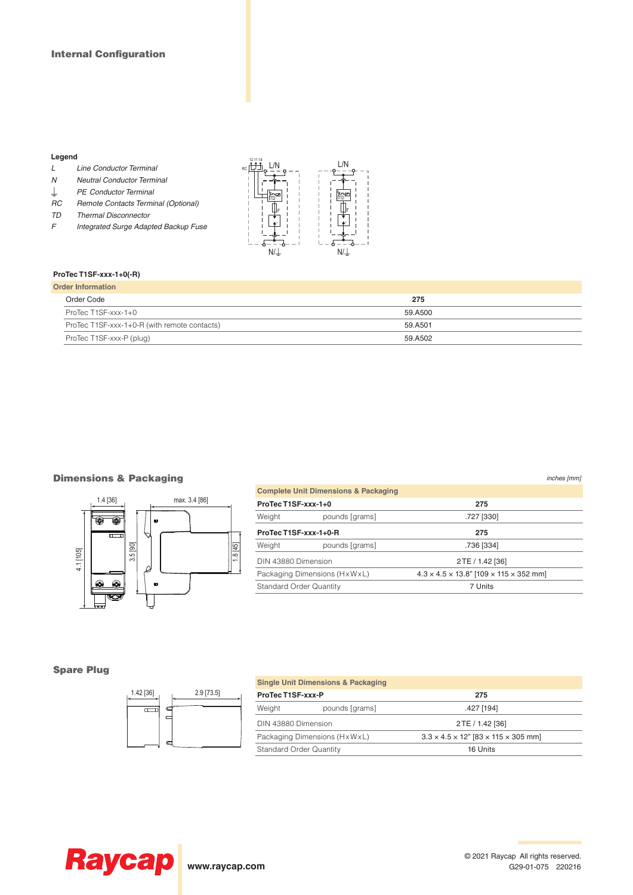## Internal Configuration

**Legend**

| | |
|---|---|
| L | *Line Conductor Terminal* |
| N | *Neutral Conductor Terminal* |
| ⏚ | *PE Conductor Terminal* |
| RC | *Remote Contacts Terminal (Optional)* |
| TD | *Thermal Disconnector* |
| F | *Integrated Surge Adapted Backup Fuse* |

12 11 14
RC
L/N
TD
F
N/⏚

L/N
TD
F
N/⏚

**ProTec T1SF-xxx-1+0(-R)**

| Order Information | |
|---|---|
| Order Code | **275** |
| ProTec T1SF-xxx-1+0 | 59.A500 |
| ProTec T1SF-xxx-1+0-R (with remote contacts) | 59.A501 |
| ProTec T1SF-xxx-P (plug) | 59.A502 |

## Dimensions & Packaging

*inches [mm]*

1.4 [36]
max. 3.4 [86]
4.1 [105]
3.5 [90]
1.8 [45]

| Complete Unit Dimensions & Packaging | | |
|---|---|---|
| **ProTec T1SF-xxx-1+0** | | **275** |
| Weight | pounds [grams] | .727 [330] |
| **ProTec T1SF-xxx-1+0-R** | | **275** |
| Weight | pounds [grams] | .736 [334] |
| DIN 43880 Dimension | | 2TE / 1.42 [36] |
| Packaging Dimensions (HxWxL) | | 4.3 x 4.5 x 13.8" [109 x 115 x 352 mm] |
| Standard Order Quantity | | 7 Units |

## Spare Plug

1.42 [36]
2.9 [73.5]

| Single Unit Dimensions & Packaging | | |
|---|---|---|
| **ProTec T1SF-xxx-P** | | **275** |
| Weight | pounds [grams] | .427 [194] |
| DIN 43880 Dimension | | 2TE / 1.42 [36] |
| Packaging Dimensions (HxWxL) | | 3.3 x 4.5 x 12" [83 x 115 x 305 mm] |
| Standard Order Quantity | | 16 Units |

Raycap www.raycap.com

© 2021 Raycap All rights reserved.
G29-01-075 220216